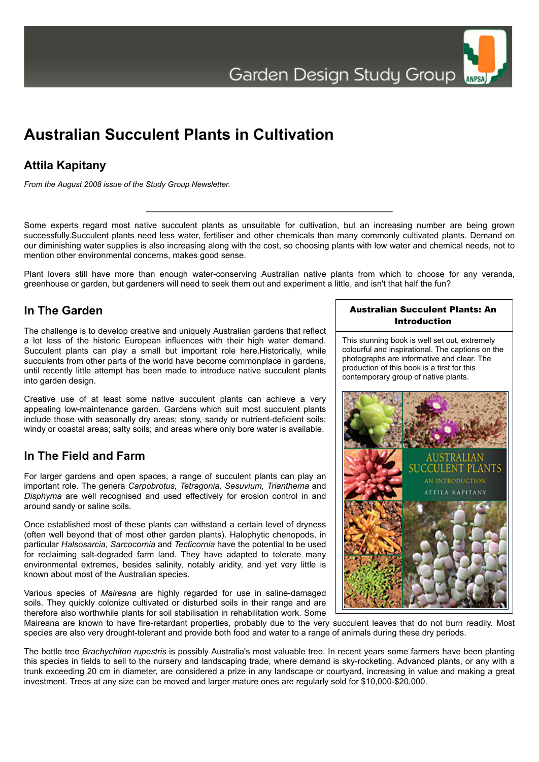# Australian Succulent Plants in Cultivation

## Attila Kapitany

*From the August 2008 issue of the Study Group Newsletter.*

---

Some experts regard most native succulent plants as unsuitable for cultivation, but an increasing number are being grown successfully.Succulent plants need less water, fertiliser and other chemicals than many commonly cultivated plants. Demand on our diminishing water supplies is also increasing along with the cost, so choosing plants with low water and chemical needs, not to mention other environmental concerns, makes good sense.

Plant lovers still have more than enough water-conserving Australian native plants from which to choose for any veranda, greenhouse or garden, but gardeners will need to seek them out and experiment a little, and isn't that half the fun?

## In The Garden

The challenge is to develop creative and uniquely Australian gardens that reflect a lot less of the historic European influences with their high water demand. Succulent plants can play a small but important role here.Historically, while succulents from other parts of the world have become commonplace in gardens, until recently little attempt has been made to introduce native succulent plants into garden design.

Creative use of at least some native succulent plants can achieve a very appealing low-maintenance garden. Gardens which suit most succulent plants include those with seasonally dry areas; stony, sandy or nutrient-deficient soils; windy or coastal areas; salty soils; and areas where only bore water is available.

**Australian Succulent Plants: An Introduction**

This stunning book is well set out, extremely colourful and inspirational. The captions on the photographs are informative and clear. The production of this book is a first for this contemporary group of native plants.

## In The Field and Farm

For larger gardens and open spaces, a range of succulent plants can play an important role. The genera *Carpobrotus, Tetragonia, Sesuvium, Trianthema* and *Disphyma* are well recognised and used effectively for erosion control in and around sandy or saline soils.

Once established most of these plants can withstand a certain level of dryness (often well beyond that of most other garden plants). Halophytic chenopods, in particular *Halsosarcia, Sarcocornia* and *Tecticornia* have the potential to be used for reclaiming salt-degraded farm land. They have adapted to tolerate many environmental extremes, besides salinity, notably aridity, and yet very little is known about most of the Australian species.

Various species of *Maireana* are highly regarded for use in saline-damaged soils. They quickly colonize cultivated or disturbed soils in their range and are therefore also worthwhile plants for soil stabilisation in rehabilitation work. Some Maireana are known to have fire-retardant properties, probably due to the very succulent leaves that do not burn readily. Most species are also very drought-tolerant and provide both food and water to a range of animals during these dry periods.

The bottle tree *Brachychiton rupestris* is possibly Australia's most valuable tree. In recent years some farmers have been planting this species in fields to sell to the nursery and landscaping trade, where demand is sky-rocketing. Advanced plants, or any with a trunk exceeding 20 cm in diameter, are considered a prize in any landscape or courtyard, increasing in value and making a great investment. Trees at any size can be moved and larger mature ones are regularly sold for $10,000-$20,000.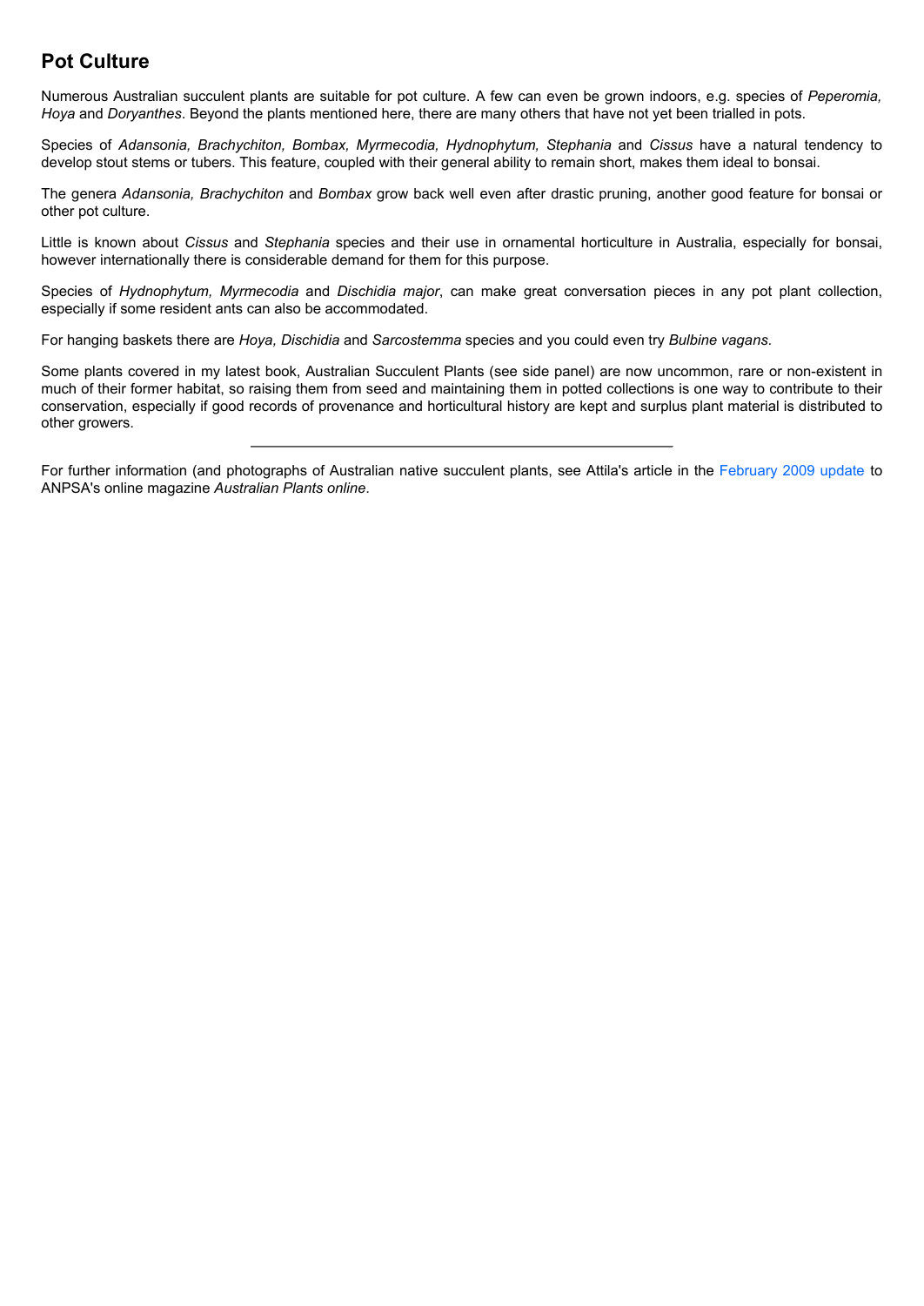## Pot Culture

Numerous Australian succulent plants are suitable for pot culture. A few can even be grown indoors, e.g. species of *Peperomia, Hoya* and *Doryanthes*. Beyond the plants mentioned here, there are many others that have not yet been trialled in pots.

Species of *Adansonia, Brachychiton, Bombax, Myrmecodia, Hydnophytum, Stephania* and *Cissus* have a natural tendency to develop stout stems or tubers. This feature, coupled with their general ability to remain short, makes them ideal to bonsai.

The genera *Adansonia, Brachychiton* and *Bombax* grow back well even after drastic pruning, another good feature for bonsai or other pot culture.

Little is known about *Cissus* and *Stephania* species and their use in ornamental horticulture in Australia, especially for bonsai, however internationally there is considerable demand for them for this purpose.

Species of *Hydnophytum, Myrmecodia* and *Dischidia major*, can make great conversation pieces in any pot plant collection, especially if some resident ants can also be accommodated.

For hanging baskets there are *Hoya, Dischidia* and *Sarcostemma* species and you could even try *Bulbine vagans*.

Some plants covered in my latest book, Australian Succulent Plants (see side panel) are now uncommon, rare or non-existent in much of their former habitat, so raising them from seed and maintaining them in potted collections is one way to contribute to their conservation, especially if good records of provenance and horticultural history are kept and surplus plant material is distributed to other growers.

---

For further information (and photographs of Australian native succulent plants, see Attila's article in the February 2009 update to ANPSA's online magazine *Australian Plants online*.